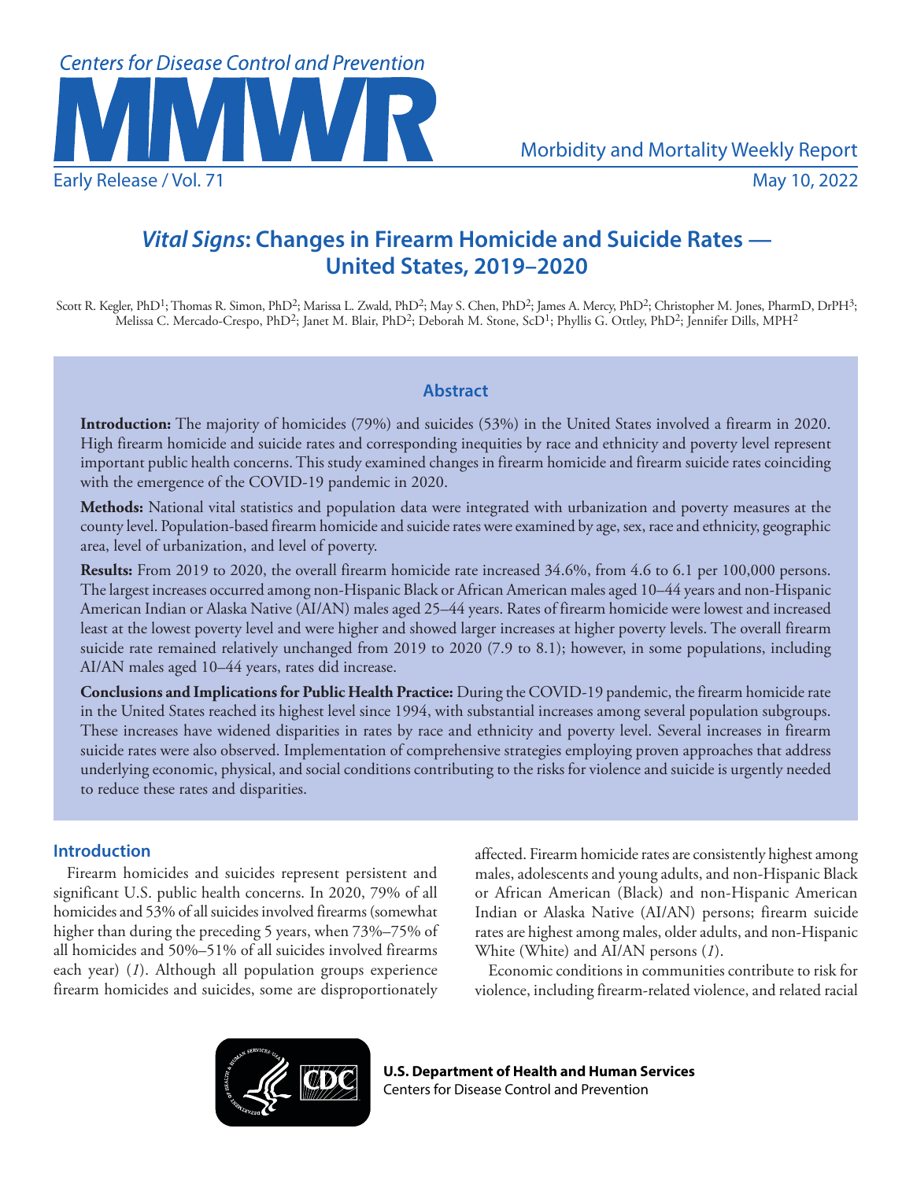# *Vital Signs*: Changes in Firearm Homicide and Suicide Rates — United States, 2019–2020

Scott R. Kegler, PhD[1]; Thomas R. Simon, PhD[2]; Marissa L. Zwald, PhD[2]; May S. Chen, PhD[2]; James A. Mercy, PhD[2]; Christopher M. Jones, PharmD, DrPH[3]; Melissa C. Mercado-Crespo, PhD[2]; Janet M. Blair, PhD[2]; Deborah M. Stone, ScD[1]; Phyllis G. Ottley, PhD[2]; Jennifer Dills, MPH[2]

## Abstract

**Introduction:** The majority of homicides (79%) and suicides (53%) in the United States involved a firearm in 2020. High firearm homicide and suicide rates and corresponding inequities by race and ethnicity and poverty level represent important public health concerns. This study examined changes in firearm homicide and firearm suicide rates coinciding with the emergence of the COVID-19 pandemic in 2020.

**Methods:** National vital statistics and population data were integrated with urbanization and poverty measures at the county level. Population-based firearm homicide and suicide rates were examined by age, sex, race and ethnicity, geographic area, level of urbanization, and level of poverty.

**Results:** From 2019 to 2020, the overall firearm homicide rate increased 34.6%, from 4.6 to 6.1 per 100,000 persons. The largest increases occurred among non-Hispanic Black or African American males aged 10–44 years and non-Hispanic American Indian or Alaska Native (AI/AN) males aged 25–44 years. Rates of firearm homicide were lowest and increased least at the lowest poverty level and were higher and showed larger increases at higher poverty levels. The overall firearm suicide rate remained relatively unchanged from 2019 to 2020 (7.9 to 8.1); however, in some populations, including AI/AN males aged 10–44 years, rates did increase.

**Conclusions and Implications for Public Health Practice:** During the COVID-19 pandemic, the firearm homicide rate in the United States reached its highest level since 1994, with substantial increases among several population subgroups. These increases have widened disparities in rates by race and ethnicity and poverty level. Several increases in firearm suicide rates were also observed. Implementation of comprehensive strategies employing proven approaches that address underlying economic, physical, and social conditions contributing to the risks for violence and suicide is urgently needed to reduce these rates and disparities.

## Introduction

Firearm homicides and suicides represent persistent and significant U.S. public health concerns. In 2020, 79% of all homicides and 53% of all suicides involved firearms (somewhat higher than during the preceding 5 years, when 73%–75% of all homicides and 50%–51% of all suicides involved firearms each year) (*1*). Although all population groups experience firearm homicides and suicides, some are disproportionately affected. Firearm homicide rates are consistently highest among males, adolescents and young adults, and non-Hispanic Black or African American (Black) and non-Hispanic American Indian or Alaska Native (AI/AN) persons; firearm suicide rates are highest among males, older adults, and non-Hispanic White (White) and AI/AN persons (*1*).

Economic conditions in communities contribute to risk for violence, including firearm-related violence, and related racial

U.S. Department of Health and Human Services
Centers for Disease Control and Prevention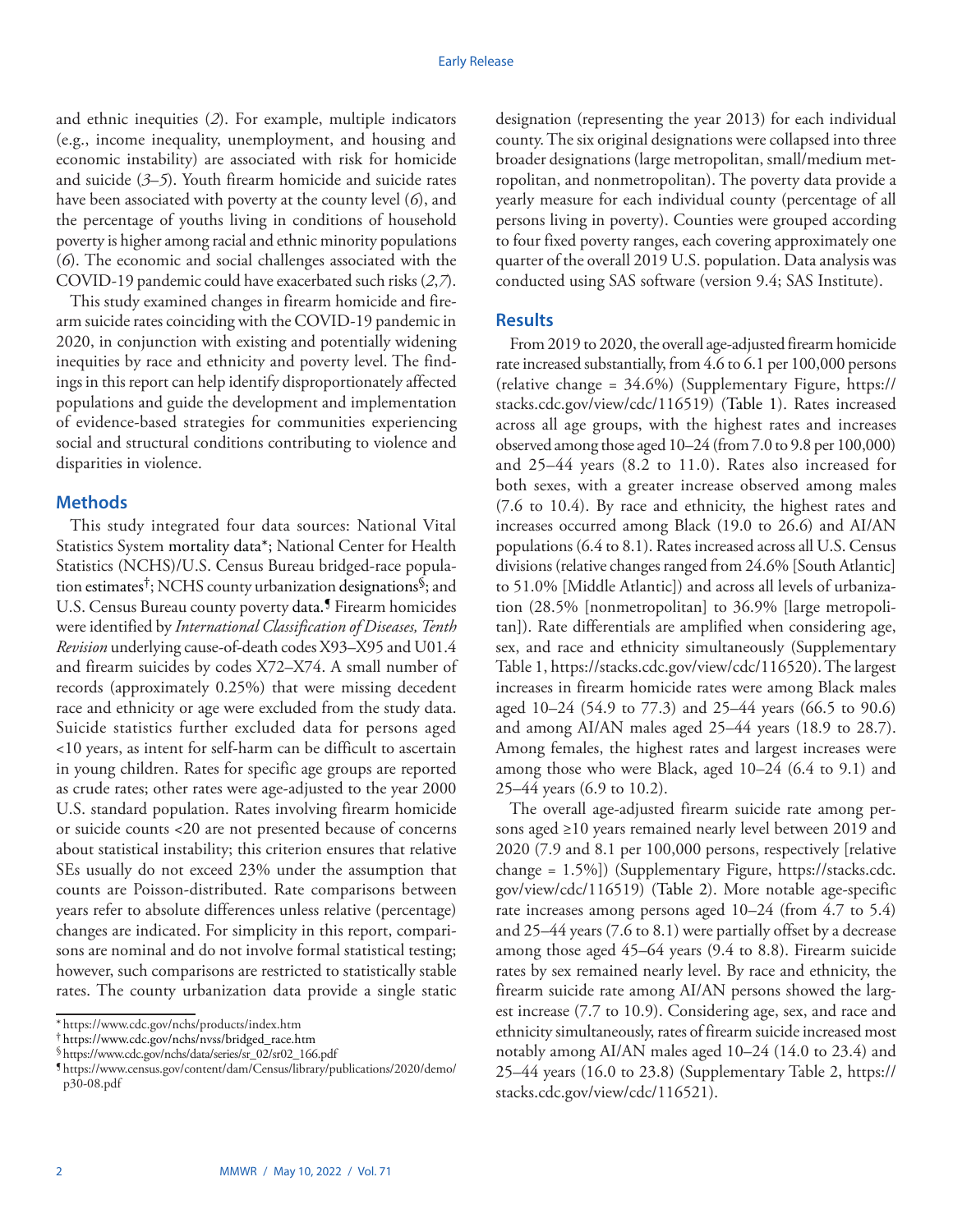and ethnic inequities (*2*). For example, multiple indicators (e.g., income inequality, unemployment, and housing and economic instability) are associated with risk for homicide and suicide (*3*–*5*). Youth firearm homicide and suicide rates have been associated with poverty at the county level (*6*), and the percentage of youths living in conditions of household poverty is higher among racial and ethnic minority populations (*6*). The economic and social challenges associated with the COVID-19 pandemic could have exacerbated such risks (*2*,*7*).

This study examined changes in firearm homicide and firearm suicide rates coinciding with the COVID-19 pandemic in 2020, in conjunction with existing and potentially widening inequities by race and ethnicity and poverty level. The findings in this report can help identify disproportionately affected populations and guide the development and implementation of evidence-based strategies for communities experiencing social and structural conditions contributing to violence and disparities in violence.

## Methods

This study integrated four data sources: National Vital Statistics System mortality data*; National Center for Health Statistics (NCHS)/U.S. Census Bureau bridged-race population estimates†; NCHS county urbanization designations§; and U.S. Census Bureau county poverty data.¶ Firearm homicides were identified by *International Classification of Diseases, Tenth Revision* underlying cause-of-death codes X93–X95 and U01.4 and firearm suicides by codes X72–X74. A small number of records (approximately 0.25%) that were missing decedent race and ethnicity or age were excluded from the study data. Suicide statistics further excluded data for persons aged <10 years, as intent for self-harm can be difficult to ascertain in young children. Rates for specific age groups are reported as crude rates; other rates were age-adjusted to the year 2000 U.S. standard population. Rates involving firearm homicide or suicide counts <20 are not presented because of concerns about statistical instability; this criterion ensures that relative SEs usually do not exceed 23% under the assumption that counts are Poisson-distributed. Rate comparisons between years refer to absolute differences unless relative (percentage) changes are indicated. For simplicity in this report, comparisons are nominal and do not involve formal statistical testing; however, such comparisons are restricted to statistically stable rates. The county urbanization data provide a single static designation (representing the year 2013) for each individual county. The six original designations were collapsed into three broader designations (large metropolitan, small/medium metropolitan, and nonmetropolitan). The poverty data provide a yearly measure for each individual county (percentage of all persons living in poverty). Counties were grouped according to four fixed poverty ranges, each covering approximately one quarter of the overall 2019 U.S. population. Data analysis was conducted using SAS software (version 9.4; SAS Institute).

## Results

From 2019 to 2020, the overall age-adjusted firearm homicide rate increased substantially, from 4.6 to 6.1 per 100,000 persons (relative change = 34.6%) (Supplementary Figure, https://stacks.cdc.gov/view/cdc/116519) (Table 1). Rates increased across all age groups, with the highest rates and increases observed among those aged 10–24 (from 7.0 to 9.8 per 100,000) and 25–44 years (8.2 to 11.0). Rates also increased for both sexes, with a greater increase observed among males (7.6 to 10.4). By race and ethnicity, the highest rates and increases occurred among Black (19.0 to 26.6) and AI/AN populations (6.4 to 8.1). Rates increased across all U.S. Census divisions (relative changes ranged from 24.6% [South Atlantic] to 51.0% [Middle Atlantic]) and across all levels of urbanization (28.5% [nonmetropolitan] to 36.9% [large metropolitan]). Rate differentials are amplified when considering age, sex, and race and ethnicity simultaneously (Supplementary Table 1, https://stacks.cdc.gov/view/cdc/116520). The largest increases in firearm homicide rates were among Black males aged 10–24 (54.9 to 77.3) and 25–44 years (66.5 to 90.6) and among AI/AN males aged 25–44 years (18.9 to 28.7). Among females, the highest rates and largest increases were among those who were Black, aged 10–24 (6.4 to 9.1) and 25–44 years (6.9 to 10.2).

The overall age-adjusted firearm suicide rate among persons aged ≥10 years remained nearly level between 2019 and 2020 (7.9 and 8.1 per 100,000 persons, respectively [relative change = 1.5%]) (Supplementary Figure, https://stacks.cdc.gov/view/cdc/116519) (Table 2). More notable age-specific rate increases among persons aged 10–24 (from 4.7 to 5.4) and 25–44 years (7.6 to 8.1) were partially offset by a decrease among those aged 45–64 years (9.4 to 8.8). Firearm suicide rates by sex remained nearly level. By race and ethnicity, the firearm suicide rate among AI/AN persons showed the largest increase (7.7 to 10.9). Considering age, sex, and race and ethnicity simultaneously, rates of firearm suicide increased most notably among AI/AN males aged 10–24 (14.0 to 23.4) and 25–44 years (16.0 to 23.8) (Supplementary Table 2, https://stacks.cdc.gov/view/cdc/116521).

---

* https://www.cdc.gov/nchs/products/index.htm
† https://www.cdc.gov/nchs/nvss/bridged_race.htm
§ https://www.cdc.gov/nchs/data/series/sr_02/sr02_166.pdf
¶ https://www.census.gov/content/dam/Census/library/publications/2020/demo/p30-08.pdf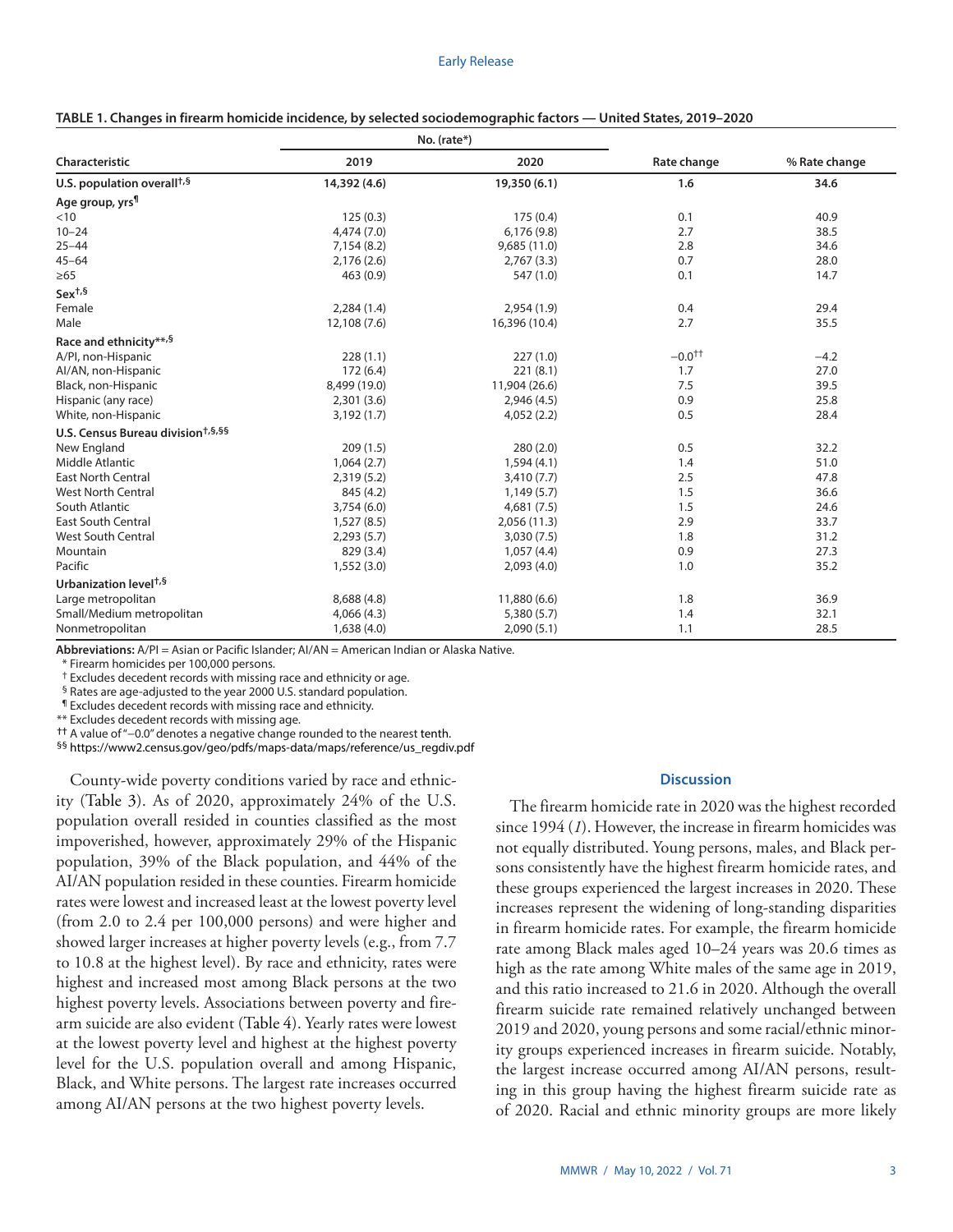**TABLE 1. Changes in firearm homicide incidence, by selected sociodemographic factors — United States, 2019–2020**

| Characteristic | No. (rate*) 2019 | No. (rate*) 2020 | Rate change | % Rate change |
|---|---|---|---|---|
| **U.S. population overall†,§** | **14,392 (4.6)** | **19,350 (6.1)** | **1.6** | **34.6** |
| **Age group, yrs¶** | | | | |
| <10 | 125 (0.3) | 175 (0.4) | 0.1 | 40.9 |
| 10–24 | 4,474 (7.0) | 6,176 (9.8) | 2.7 | 38.5 |
| 25–44 | 7,154 (8.2) | 9,685 (11.0) | 2.8 | 34.6 |
| 45–64 | 2,176 (2.6) | 2,767 (3.3) | 0.7 | 28.0 |
| ≥65 | 463 (0.9) | 547 (1.0) | 0.1 | 14.7 |
| **Sex†,§** | | | | |
| Female | 2,284 (1.4) | 2,954 (1.9) | 0.4 | 29.4 |
| Male | 12,108 (7.6) | 16,396 (10.4) | 2.7 | 35.5 |
| **Race and ethnicity**,§** | | | | |
| A/PI, non-Hispanic | 228 (1.1) | 227 (1.0) | −0.0†† | −4.2 |
| AI/AN, non-Hispanic | 172 (6.4) | 221 (8.1) | 1.7 | 27.0 |
| Black, non-Hispanic | 8,499 (19.0) | 11,904 (26.6) | 7.5 | 39.5 |
| Hispanic (any race) | 2,301 (3.6) | 2,946 (4.5) | 0.9 | 25.8 |
| White, non-Hispanic | 3,192 (1.7) | 4,052 (2.2) | 0.5 | 28.4 |
| **U.S. Census Bureau division†,§,§§** | | | | |
| New England | 209 (1.5) | 280 (2.0) | 0.5 | 32.2 |
| Middle Atlantic | 1,064 (2.7) | 1,594 (4.1) | 1.4 | 51.0 |
| East North Central | 2,319 (5.2) | 3,410 (7.7) | 2.5 | 47.8 |
| West North Central | 845 (4.2) | 1,149 (5.7) | 1.5 | 36.6 |
| South Atlantic | 3,754 (6.0) | 4,681 (7.5) | 1.5 | 24.6 |
| East South Central | 1,527 (8.5) | 2,056 (11.3) | 2.9 | 33.7 |
| West South Central | 2,293 (5.7) | 3,030 (7.5) | 1.8 | 31.2 |
| Mountain | 829 (3.4) | 1,057 (4.4) | 0.9 | 27.3 |
| Pacific | 1,552 (3.0) | 2,093 (4.0) | 1.0 | 35.2 |
| **Urbanization level†,§** | | | | |
| Large metropolitan | 8,688 (4.8) | 11,880 (6.6) | 1.8 | 36.9 |
| Small/Medium metropolitan | 4,066 (4.3) | 5,380 (5.7) | 1.4 | 32.1 |
| Nonmetropolitan | 1,638 (4.0) | 2,090 (5.1) | 1.1 | 28.5 |

**Abbreviations:** A/PI = Asian or Pacific Islander; AI/AN = American Indian or Alaska Native.

\* Firearm homicides per 100,000 persons.

† Excludes decedent records with missing race and ethnicity or age.

§ Rates are age-adjusted to the year 2000 U.S. standard population.

¶ Excludes decedent records with missing race and ethnicity.

** Excludes decedent records with missing age.

†† A value of "−0.0" denotes a negative change rounded to the nearest tenth.

§§ https://www2.census.gov/geo/pdfs/maps-data/maps/reference/us_regdiv.pdf

County-wide poverty conditions varied by race and ethnicity (Table 3). As of 2020, approximately 24% of the U.S. population overall resided in counties classified as the most impoverished, however, approximately 29% of the Hispanic population, 39% of the Black population, and 44% of the AI/AN population resided in these counties. Firearm homicide rates were lowest and increased least at the lowest poverty level (from 2.0 to 2.4 per 100,000 persons) and were higher and showed larger increases at higher poverty levels (e.g., from 7.7 to 10.8 at the highest level). By race and ethnicity, rates were highest and increased most among Black persons at the two highest poverty levels. Associations between poverty and firearm suicide are also evident (Table 4). Yearly rates were lowest at the lowest poverty level and highest at the highest poverty level for the U.S. population overall and among Hispanic, Black, and White persons. The largest rate increases occurred among AI/AN persons at the two highest poverty levels.

## Discussion

The firearm homicide rate in 2020 was the highest recorded since 1994 (*1*). However, the increase in firearm homicides was not equally distributed. Young persons, males, and Black persons consistently have the highest firearm homicide rates, and these groups experienced the largest increases in 2020. These increases represent the widening of long-standing disparities in firearm homicide rates. For example, the firearm homicide rate among Black males aged 10–24 years was 20.6 times as high as the rate among White males of the same age in 2019, and this ratio increased to 21.6 in 2020. Although the overall firearm suicide rate remained relatively unchanged between 2019 and 2020, young persons and some racial/ethnic minority groups experienced increases in firearm suicide. Notably, the largest increase occurred among AI/AN persons, resulting in this group having the highest firearm suicide rate as of 2020. Racial and ethnic minority groups are more likely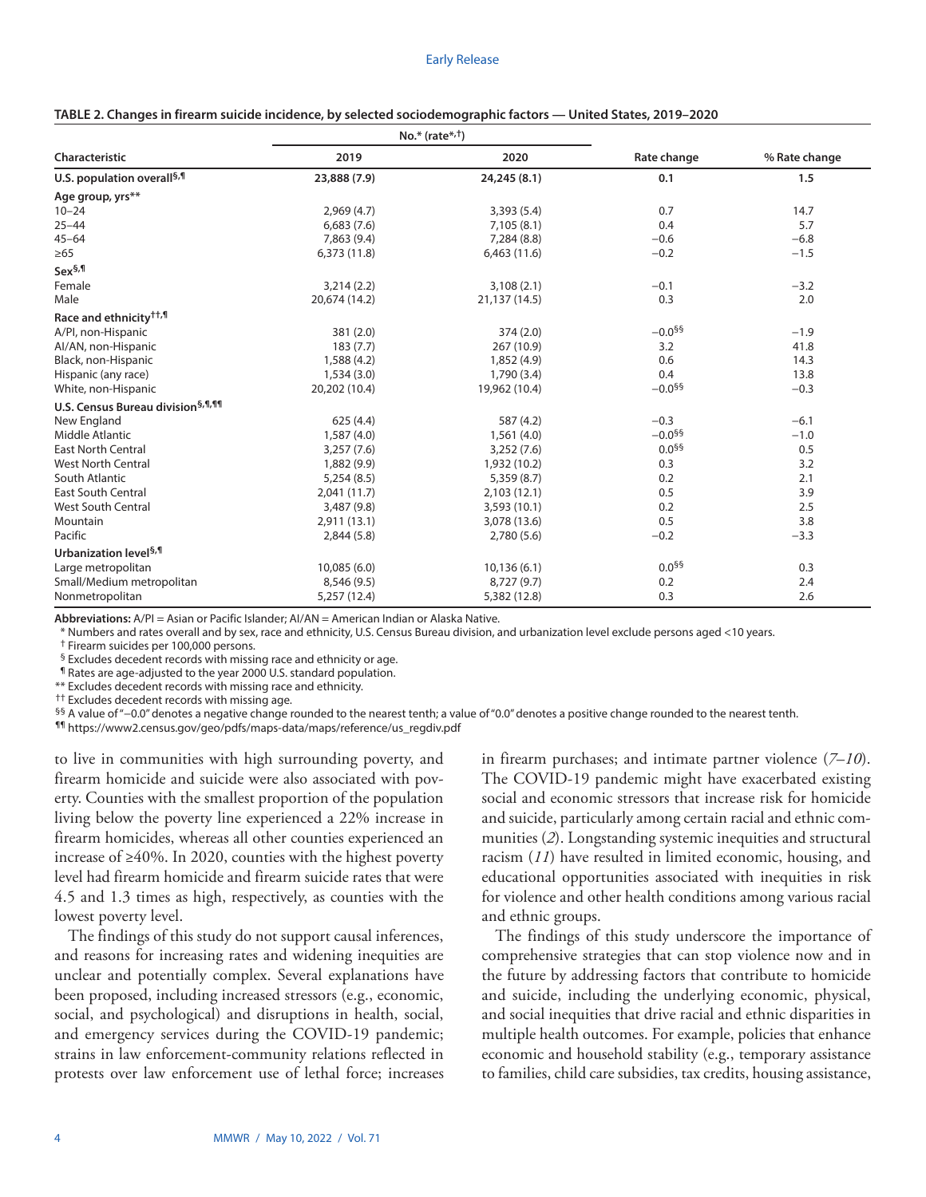**TABLE 2. Changes in firearm suicide incidence, by selected sociodemographic factors — United States, 2019–2020**

| Characteristic | No.* (rate*,†) 2019 | No.* (rate*,†) 2020 | Rate change | % Rate change |
|---|---|---|---|---|
| **U.S. population overall§,¶** | **23,888 (7.9)** | **24,245 (8.1)** | **0.1** | **1.5** |
| **Age group, yrs\*\*** | | | | |
| 10–24 | 2,969 (4.7) | 3,393 (5.4) | 0.7 | 14.7 |
| 25–44 | 6,683 (7.6) | 7,105 (8.1) | 0.4 | 5.7 |
| 45–64 | 7,863 (9.4) | 7,284 (8.8) | −0.6 | −6.8 |
| ≥65 | 6,373 (11.8) | 6,463 (11.6) | −0.2 | −1.5 |
| **Sex§,¶** | | | | |
| Female | 3,214 (2.2) | 3,108 (2.1) | −0.1 | −3.2 |
| Male | 20,674 (14.2) | 21,137 (14.5) | 0.3 | 2.0 |
| **Race and ethnicity††,¶** | | | | |
| A/PI, non-Hispanic | 381 (2.0) | 374 (2.0) | −0.0§§ | −1.9 |
| AI/AN, non-Hispanic | 183 (7.7) | 267 (10.9) | 3.2 | 41.8 |
| Black, non-Hispanic | 1,588 (4.2) | 1,852 (4.9) | 0.6 | 14.3 |
| Hispanic (any race) | 1,534 (3.0) | 1,790 (3.4) | 0.4 | 13.8 |
| White, non-Hispanic | 20,202 (10.4) | 19,962 (10.4) | −0.0§§ | −0.3 |
| **U.S. Census Bureau division§,¶,¶¶** | | | | |
| New England | 625 (4.4) | 587 (4.2) | −0.3 | −6.1 |
| Middle Atlantic | 1,587 (4.0) | 1,561 (4.0) | −0.0§§ | −1.0 |
| East North Central | 3,257 (7.6) | 3,252 (7.6) | 0.0§§ | 0.5 |
| West North Central | 1,882 (9.9) | 1,932 (10.2) | 0.3 | 3.2 |
| South Atlantic | 5,254 (8.5) | 5,359 (8.7) | 0.2 | 2.1 |
| East South Central | 2,041 (11.7) | 2,103 (12.1) | 0.5 | 3.9 |
| West South Central | 3,487 (9.8) | 3,593 (10.1) | 0.2 | 2.5 |
| Mountain | 2,911 (13.1) | 3,078 (13.6) | 0.5 | 3.8 |
| Pacific | 2,844 (5.8) | 2,780 (5.6) | −0.2 | −3.3 |
| **Urbanization level§,¶** | | | | |
| Large metropolitan | 10,085 (6.0) | 10,136 (6.1) | 0.0§§ | 0.3 |
| Small/Medium metropolitan | 8,546 (9.5) | 8,727 (9.7) | 0.2 | 2.4 |
| Nonmetropolitan | 5,257 (12.4) | 5,382 (12.8) | 0.3 | 2.6 |

**Abbreviations:** A/PI = Asian or Pacific Islander; AI/AN = American Indian or Alaska Native.

\* Numbers and rates overall and by sex, race and ethnicity, U.S. Census Bureau division, and urbanization level exclude persons aged <10 years.

† Firearm suicides per 100,000 persons.

§ Excludes decedent records with missing race and ethnicity or age.

¶ Rates are age-adjusted to the year 2000 U.S. standard population.

\*\* Excludes decedent records with missing race and ethnicity.

†† Excludes decedent records with missing age.

§§ A value of "−0.0" denotes a negative change rounded to the nearest tenth; a value of "0.0" denotes a positive change rounded to the nearest tenth.

¶¶ https://www2.census.gov/geo/pdfs/maps-data/maps/reference/us_regdiv.pdf

to live in communities with high surrounding poverty, and firearm homicide and suicide were also associated with poverty. Counties with the smallest proportion of the population living below the poverty line experienced a 22% increase in firearm homicides, whereas all other counties experienced an increase of ≥40%. In 2020, counties with the highest poverty level had firearm homicide and firearm suicide rates that were 4.5 and 1.3 times as high, respectively, as counties with the lowest poverty level.

The findings of this study do not support causal inferences, and reasons for increasing rates and widening inequities are unclear and potentially complex. Several explanations have been proposed, including increased stressors (e.g., economic, social, and psychological) and disruptions in health, social, and emergency services during the COVID-19 pandemic; strains in law enforcement-community relations reflected in protests over law enforcement use of lethal force; increases in firearm purchases; and intimate partner violence (*7–10*). The COVID-19 pandemic might have exacerbated existing social and economic stressors that increase risk for homicide and suicide, particularly among certain racial and ethnic communities (*2*). Longstanding systemic inequities and structural racism (*11*) have resulted in limited economic, housing, and educational opportunities associated with inequities in risk for violence and other health conditions among various racial and ethnic groups.

The findings of this study underscore the importance of comprehensive strategies that can stop violence now and in the future by addressing factors that contribute to homicide and suicide, including the underlying economic, physical, and social inequities that drive racial and ethnic disparities in multiple health outcomes. For example, policies that enhance economic and household stability (e.g., temporary assistance to families, child care subsidies, tax credits, housing assistance,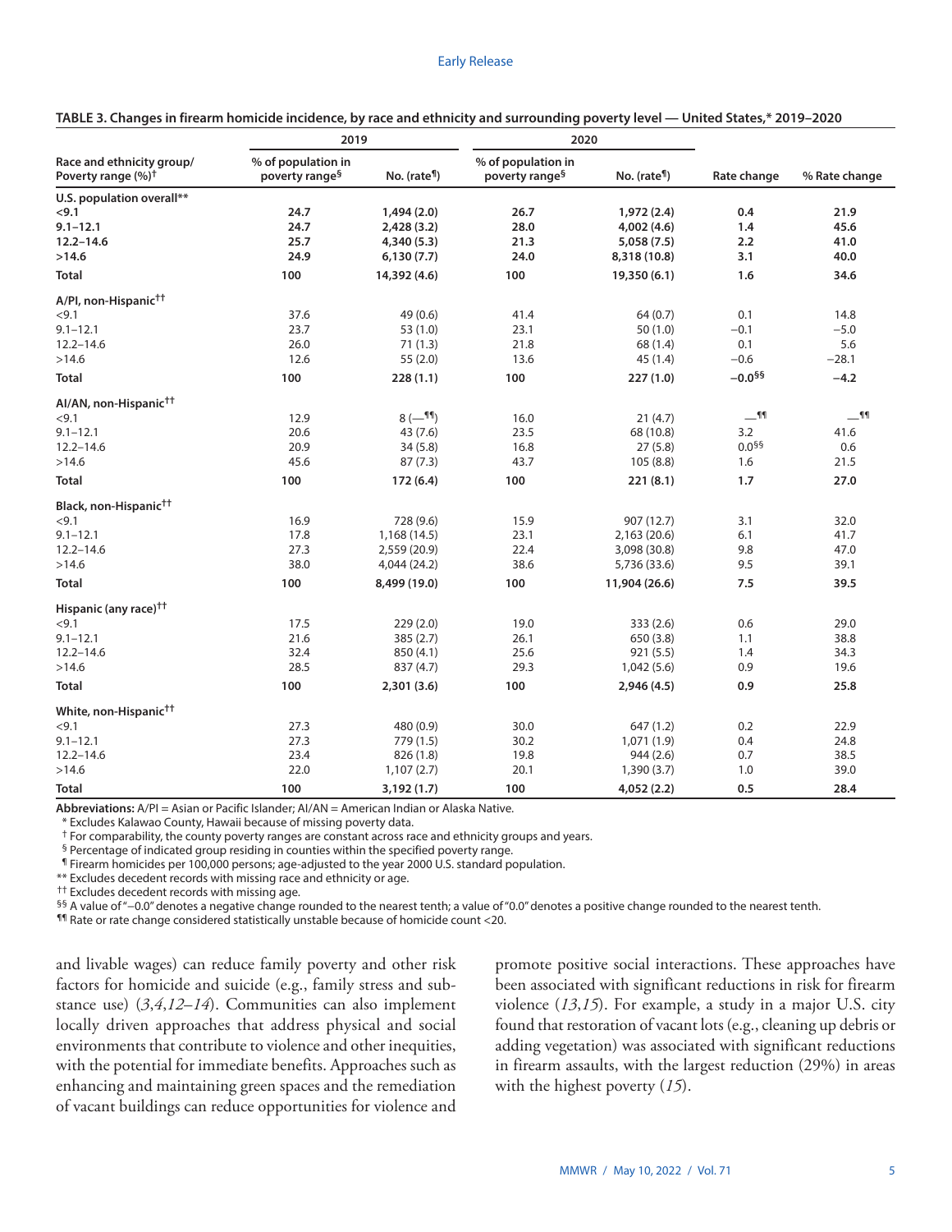**TABLE 3. Changes in firearm homicide incidence, by race and ethnicity and surrounding poverty level — United States,* 2019–2020**

| Race and ethnicity group/ Poverty range (%)[†] | 2019 % of population in poverty range[§] | 2019 No. (rate[¶]) | 2020 % of population in poverty range[§] | 2020 No. (rate[¶]) | Rate change | % Rate change |
|---|---|---|---|---|---|---|
| **U.S. population overall**** | | | | | | |
| **<9.1** | **24.7** | **1,494 (2.0)** | **26.7** | **1,972 (2.4)** | **0.4** | **21.9** |
| **9.1–12.1** | **24.7** | **2,428 (3.2)** | **28.0** | **4,002 (4.6)** | **1.4** | **45.6** |
| **12.2–14.6** | **25.7** | **4,340 (5.3)** | **21.3** | **5,058 (7.5)** | **2.2** | **41.0** |
| **>14.6** | **24.9** | **6,130 (7.7)** | **24.0** | **8,318 (10.8)** | **3.1** | **40.0** |
| **Total** | **100** | **14,392 (4.6)** | **100** | **19,350 (6.1)** | **1.6** | **34.6** |
| **A/PI, non-Hispanic[††]** | | | | | | |
| <9.1 | 37.6 | 49 (0.6) | 41.4 | 64 (0.7) | 0.1 | 14.8 |
| 9.1–12.1 | 23.7 | 53 (1.0) | 23.1 | 50 (1.0) | −0.1 | −5.0 |
| 12.2–14.6 | 26.0 | 71 (1.3) | 21.8 | 68 (1.4) | 0.1 | 5.6 |
| >14.6 | 12.6 | 55 (2.0) | 13.6 | 45 (1.4) | −0.6 | −28.1 |
| **Total** | **100** | **228 (1.1)** | **100** | **227 (1.0)** | **−0.0[§§]** | **−4.2** |
| **AI/AN, non-Hispanic[††]** | | | | | | |
| <9.1 | 12.9 | 8 (—[¶¶]) | 16.0 | 21 (4.7) | —[¶¶] | —[¶¶] |
| 9.1–12.1 | 20.6 | 43 (7.6) | 23.5 | 68 (10.8) | 3.2 | 41.6 |
| 12.2–14.6 | 20.9 | 34 (5.8) | 16.8 | 27 (5.8) | 0.0[§§] | 0.6 |
| >14.6 | 45.6 | 87 (7.3) | 43.7 | 105 (8.8) | 1.6 | 21.5 |
| **Total** | **100** | **172 (6.4)** | **100** | **221 (8.1)** | **1.7** | **27.0** |
| **Black, non-Hispanic[††]** | | | | | | |
| <9.1 | 16.9 | 728 (9.6) | 15.9 | 907 (12.7) | 3.1 | 32.0 |
| 9.1–12.1 | 17.8 | 1,168 (14.5) | 23.1 | 2,163 (20.6) | 6.1 | 41.7 |
| 12.2–14.6 | 27.3 | 2,559 (20.9) | 22.4 | 3,098 (30.8) | 9.8 | 47.0 |
| >14.6 | 38.0 | 4,044 (24.2) | 38.6 | 5,736 (33.6) | 9.5 | 39.1 |
| **Total** | **100** | **8,499 (19.0)** | **100** | **11,904 (26.6)** | **7.5** | **39.5** |
| **Hispanic (any race)[††]** | | | | | | |
| <9.1 | 17.5 | 229 (2.0) | 19.0 | 333 (2.6) | 0.6 | 29.0 |
| 9.1–12.1 | 21.6 | 385 (2.7) | 26.1 | 650 (3.8) | 1.1 | 38.8 |
| 12.2–14.6 | 32.4 | 850 (4.1) | 25.6 | 921 (5.5) | 1.4 | 34.3 |
| >14.6 | 28.5 | 837 (4.7) | 29.3 | 1,042 (5.6) | 0.9 | 19.6 |
| **Total** | **100** | **2,301 (3.6)** | **100** | **2,946 (4.5)** | **0.9** | **25.8** |
| **White, non-Hispanic[††]** | | | | | | |
| <9.1 | 27.3 | 480 (0.9) | 30.0 | 647 (1.2) | 0.2 | 22.9 |
| 9.1–12.1 | 27.3 | 779 (1.5) | 30.2 | 1,071 (1.9) | 0.4 | 24.8 |
| 12.2–14.6 | 23.4 | 826 (1.8) | 19.8 | 944 (2.6) | 0.7 | 38.5 |
| >14.6 | 22.0 | 1,107 (2.7) | 20.1 | 1,390 (3.7) | 1.0 | 39.0 |
| **Total** | **100** | **3,192 (1.7)** | **100** | **4,052 (2.2)** | **0.5** | **28.4** |

**Abbreviations:** A/PI = Asian or Pacific Islander; AI/AN = American Indian or Alaska Native.

* Excludes Kalawao County, Hawaii because of missing poverty data.

† For comparability, the county poverty ranges are constant across race and ethnicity groups and years.

§ Percentage of indicated group residing in counties within the specified poverty range.

¶ Firearm homicides per 100,000 persons; age-adjusted to the year 2000 U.S. standard population.

** Excludes decedent records with missing race and ethnicity or age.

†† Excludes decedent records with missing age.

§§ A value of "−0.0" denotes a negative change rounded to the nearest tenth; a value of "0.0" denotes a positive change rounded to the nearest tenth.

¶¶ Rate or rate change considered statistically unstable because of homicide count <20.

and livable wages) can reduce family poverty and other risk factors for homicide and suicide (e.g., family stress and substance use) (*3*,*4*,*12*–*14*). Communities can also implement locally driven approaches that address physical and social environments that contribute to violence and other inequities, with the potential for immediate benefits. Approaches such as enhancing and maintaining green spaces and the remediation of vacant buildings can reduce opportunities for violence and promote positive social interactions. These approaches have been associated with significant reductions in risk for firearm violence (*13*,*15*). For example, a study in a major U.S. city found that restoration of vacant lots (e.g., cleaning up debris or adding vegetation) was associated with significant reductions in firearm assaults, with the largest reduction (29%) in areas with the highest poverty (*15*).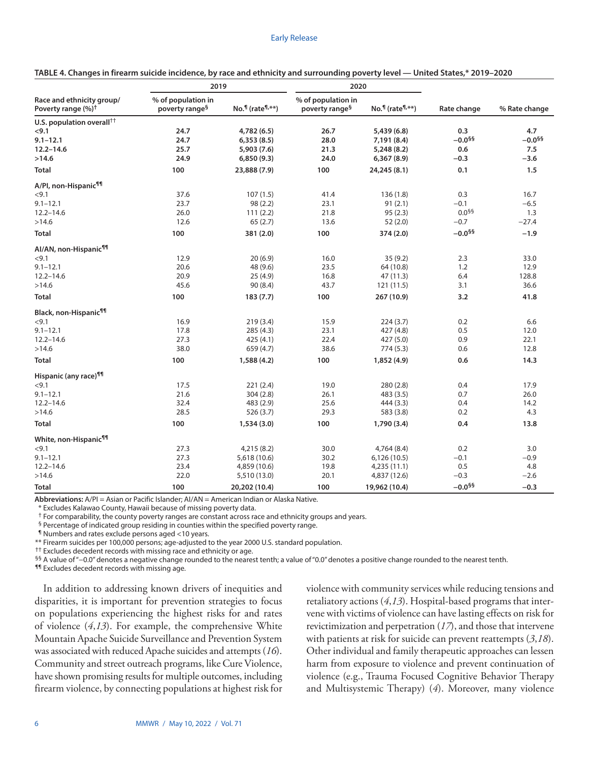**TABLE 4. Changes in firearm suicide incidence, by race and ethnicity and surrounding poverty level — United States,* 2019–2020**

| Race and ethnicity group/ Poverty range (%)[†] | 2019 | | 2020 | | Rate change | % Rate change |
|---|---|---|---|---|---|---|
| | % of population in poverty range[§] | No.[¶] (rate[¶,**]) | % of population in poverty range[§] | No.[¶] (rate[¶,**]) | | |
| **U.S. population overall[††]** | | | | | | |
| **<9.1** | **24.7** | **4,782 (6.5)** | **26.7** | **5,439 (6.8)** | **0.3** | **4.7** |
| **9.1–12.1** | **24.7** | **6,353 (8.5)** | **28.0** | **7,191 (8.4)** | **−0.0[§§]** | **−0.0[§§]** |
| **12.2–14.6** | **25.7** | **5,903 (7.6)** | **21.3** | **5,248 (8.2)** | **0.6** | **7.5** |
| **>14.6** | **24.9** | **6,850 (9.3)** | **24.0** | **6,367 (8.9)** | **−0.3** | **−3.6** |
| **Total** | **100** | **23,888 (7.9)** | **100** | **24,245 (8.1)** | **0.1** | **1.5** |
| **A/PI, non-Hispanic[¶¶]** | | | | | | |
| <9.1 | 37.6 | 107 (1.5) | 41.4 | 136 (1.8) | 0.3 | 16.7 |
| 9.1–12.1 | 23.7 | 98 (2.2) | 23.1 | 91 (2.1) | −0.1 | −6.5 |
| 12.2–14.6 | 26.0 | 111 (2.2) | 21.8 | 95 (2.3) | 0.0[§§] | 1.3 |
| >14.6 | 12.6 | 65 (2.7) | 13.6 | 52 (2.0) | −0.7 | −27.4 |
| **Total** | **100** | **381 (2.0)** | **100** | **374 (2.0)** | **−0.0[§§]** | **−1.9** |
| **AI/AN, non-Hispanic[¶¶]** | | | | | | |
| <9.1 | 12.9 | 20 (6.9) | 16.0 | 35 (9.2) | 2.3 | 33.0 |
| 9.1–12.1 | 20.6 | 48 (9.6) | 23.5 | 64 (10.8) | 1.2 | 12.9 |
| 12.2–14.6 | 20.9 | 25 (4.9) | 16.8 | 47 (11.3) | 6.4 | 128.8 |
| >14.6 | 45.6 | 90 (8.4) | 43.7 | 121 (11.5) | 3.1 | 36.6 |
| **Total** | **100** | **183 (7.7)** | **100** | **267 (10.9)** | **3.2** | **41.8** |
| **Black, non-Hispanic[¶¶]** | | | | | | |
| <9.1 | 16.9 | 219 (3.4) | 15.9 | 224 (3.7) | 0.2 | 6.6 |
| 9.1–12.1 | 17.8 | 285 (4.3) | 23.1 | 427 (4.8) | 0.5 | 12.0 |
| 12.2–14.6 | 27.3 | 425 (4.1) | 22.4 | 427 (5.0) | 0.9 | 22.1 |
| >14.6 | 38.0 | 659 (4.7) | 38.6 | 774 (5.3) | 0.6 | 12.8 |
| **Total** | **100** | **1,588 (4.2)** | **100** | **1,852 (4.9)** | **0.6** | **14.3** |
| **Hispanic (any race)[¶¶]** | | | | | | |
| <9.1 | 17.5 | 221 (2.4) | 19.0 | 280 (2.8) | 0.4 | 17.9 |
| 9.1–12.1 | 21.6 | 304 (2.8) | 26.1 | 483 (3.5) | 0.7 | 26.0 |
| 12.2–14.6 | 32.4 | 483 (2.9) | 25.6 | 444 (3.3) | 0.4 | 14.2 |
| >14.6 | 28.5 | 526 (3.7) | 29.3 | 583 (3.8) | 0.2 | 4.3 |
| **Total** | **100** | **1,534 (3.0)** | **100** | **1,790 (3.4)** | **0.4** | **13.8** |
| **White, non-Hispanic[¶¶]** | | | | | | |
| <9.1 | 27.3 | 4,215 (8.2) | 30.0 | 4,764 (8.4) | 0.2 | 3.0 |
| 9.1–12.1 | 27.3 | 5,618 (10.6) | 30.2 | 6,126 (10.5) | −0.1 | −0.9 |
| 12.2–14.6 | 23.4 | 4,859 (10.6) | 19.8 | 4,235 (11.1) | 0.5 | 4.8 |
| >14.6 | 22.0 | 5,510 (13.0) | 20.1 | 4,837 (12.6) | −0.3 | −2.6 |
| **Total** | **100** | **20,202 (10.4)** | **100** | **19,962 (10.4)** | **−0.0[§§]** | **−0.3** |

**Abbreviations:** A/PI = Asian or Pacific Islander; AI/AN = American Indian or Alaska Native.

\* Excludes Kalawao County, Hawaii because of missing poverty data.

† For comparability, the county poverty ranges are constant across race and ethnicity groups and years.

§ Percentage of indicated group residing in counties within the specified poverty range.

¶ Numbers and rates exclude persons aged <10 years.

** Firearm suicides per 100,000 persons; age-adjusted to the year 2000 U.S. standard population.

†† Excludes decedent records with missing race and ethnicity or age.

§§ A value of "−0.0" denotes a negative change rounded to the nearest tenth; a value of "0.0" denotes a positive change rounded to the nearest tenth.

¶¶ Excludes decedent records with missing age.

In addition to addressing known drivers of inequities and disparities, it is important for prevention strategies to focus on populations experiencing the highest risks for and rates of violence (*4*,*13*). For example, the comprehensive White Mountain Apache Suicide Surveillance and Prevention System was associated with reduced Apache suicides and attempts (*16*). Community and street outreach programs, like Cure Violence, have shown promising results for multiple outcomes, including firearm violence, by connecting populations at highest risk for violence with community services while reducing tensions and retaliatory actions (*4*,*13*). Hospital-based programs that intervene with victims of violence can have lasting effects on risk for revictimization and perpetration (*17*), and those that intervene with patients at risk for suicide can prevent reattempts (*3*,*18*). Other individual and family therapeutic approaches can lessen harm from exposure to violence and prevent continuation of violence (e.g., Trauma Focused Cognitive Behavior Therapy and Multisystemic Therapy) (*4*). Moreover, many violence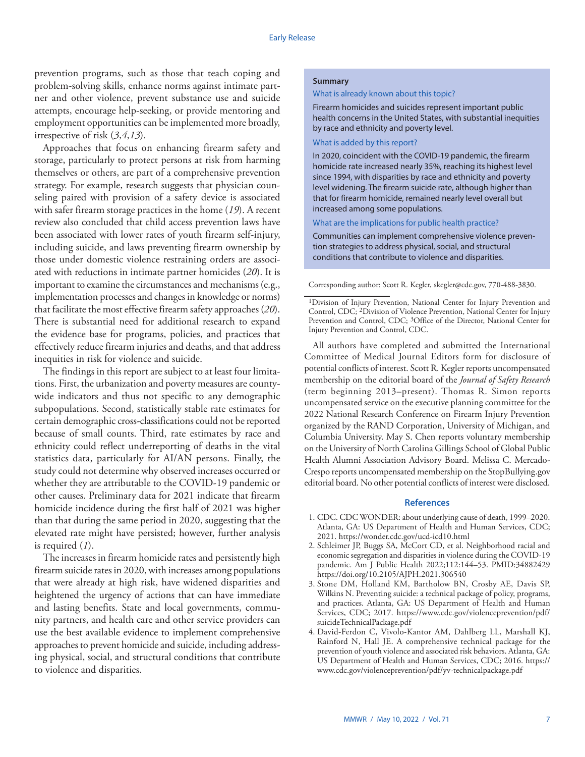prevention programs, such as those that teach coping and problem-solving skills, enhance norms against intimate partner and other violence, prevent substance use and suicide attempts, encourage help-seeking, or provide mentoring and employment opportunities can be implemented more broadly, irrespective of risk (*3*,*4*,*13*).

Approaches that focus on enhancing firearm safety and storage, particularly to protect persons at risk from harming themselves or others, are part of a comprehensive prevention strategy. For example, research suggests that physician counseling paired with provision of a safety device is associated with safer firearm storage practices in the home (*19*). A recent review also concluded that child access prevention laws have been associated with lower rates of youth firearm self-injury, including suicide, and laws preventing firearm ownership by those under domestic violence restraining orders are associated with reductions in intimate partner homicides (*20*). It is important to examine the circumstances and mechanisms (e.g., implementation processes and changes in knowledge or norms) that facilitate the most effective firearm safety approaches (*20*). There is substantial need for additional research to expand the evidence base for programs, policies, and practices that effectively reduce firearm injuries and deaths, and that address inequities in risk for violence and suicide.

The findings in this report are subject to at least four limitations. First, the urbanization and poverty measures are county-wide indicators and thus not specific to any demographic subpopulations. Second, statistically stable rate estimates for certain demographic cross-classifications could not be reported because of small counts. Third, rate estimates by race and ethnicity could reflect underreporting of deaths in the vital statistics data, particularly for AI/AN persons. Finally, the study could not determine why observed increases occurred or whether they are attributable to the COVID-19 pandemic or other causes. Preliminary data for 2021 indicate that firearm homicide incidence during the first half of 2021 was higher than that during the same period in 2020, suggesting that the elevated rate might have persisted; however, further analysis is required (*1*).

The increases in firearm homicide rates and persistently high firearm suicide rates in 2020, with increases among populations that were already at high risk, have widened disparities and heightened the urgency of actions that can have immediate and lasting benefits. State and local governments, community partners, and health care and other service providers can use the best available evidence to implement comprehensive approaches to prevent homicide and suicide, including addressing physical, social, and structural conditions that contribute to violence and disparities.

**Summary**

What is already known about this topic?

Firearm homicides and suicides represent important public health concerns in the United States, with substantial inequities by race and ethnicity and poverty level.

What is added by this report?

In 2020, coincident with the COVID-19 pandemic, the firearm homicide rate increased nearly 35%, reaching its highest level since 1994, with disparities by race and ethnicity and poverty level widening. The firearm suicide rate, although higher than that for firearm homicide, remained nearly level overall but increased among some populations.

What are the implications for public health practice?

Communities can implement comprehensive violence prevention strategies to address physical, social, and structural conditions that contribute to violence and disparities.

Corresponding author: Scott R. Kegler, skegler@cdc.gov, 770-488-3830.

[1]Division of Injury Prevention, National Center for Injury Prevention and Control, CDC; [2]Division of Violence Prevention, National Center for Injury Prevention and Control, CDC; [3]Office of the Director, National Center for Injury Prevention and Control, CDC.

All authors have completed and submitted the International Committee of Medical Journal Editors form for disclosure of potential conflicts of interest. Scott R. Kegler reports uncompensated membership on the editorial board of the *Journal of Safety Research* (term beginning 2013–present). Thomas R. Simon reports uncompensated service on the executive planning committee for the 2022 National Research Conference on Firearm Injury Prevention organized by the RAND Corporation, University of Michigan, and Columbia University. May S. Chen reports voluntary membership on the University of North Carolina Gillings School of Global Public Health Alumni Association Advisory Board. Melissa C. Mercado-Crespo reports uncompensated membership on the StopBullying.gov editorial board. No other potential conflicts of interest were disclosed.

## References

1. CDC. CDC WONDER: about underlying cause of death, 1999–2020. Atlanta, GA: US Department of Health and Human Services, CDC; 2021. https://wonder.cdc.gov/ucd-icd10.html
2. Schleimer JP, Buggs SA, McCort CD, et al. Neighborhood racial and economic segregation and disparities in violence during the COVID-19 pandemic. Am J Public Health 2022;112:144–53. PMID:34882429 https://doi.org/10.2105/AJPH.2021.306540
3. Stone DM, Holland KM, Bartholow BN, Crosby AE, Davis SP, Wilkins N. Preventing suicide: a technical package of policy, programs, and practices. Atlanta, GA: US Department of Health and Human Services, CDC; 2017. https://www.cdc.gov/violenceprevention/pdf/suicideTechnicalPackage.pdf
4. David-Ferdon C, Vivolo-Kantor AM, Dahlberg LL, Marshall KJ, Rainford N, Hall JE. A comprehensive technical package for the prevention of youth violence and associated risk behaviors. Atlanta, GA: US Department of Health and Human Services, CDC; 2016. https://www.cdc.gov/violenceprevention/pdf/yv-technicalpackage.pdf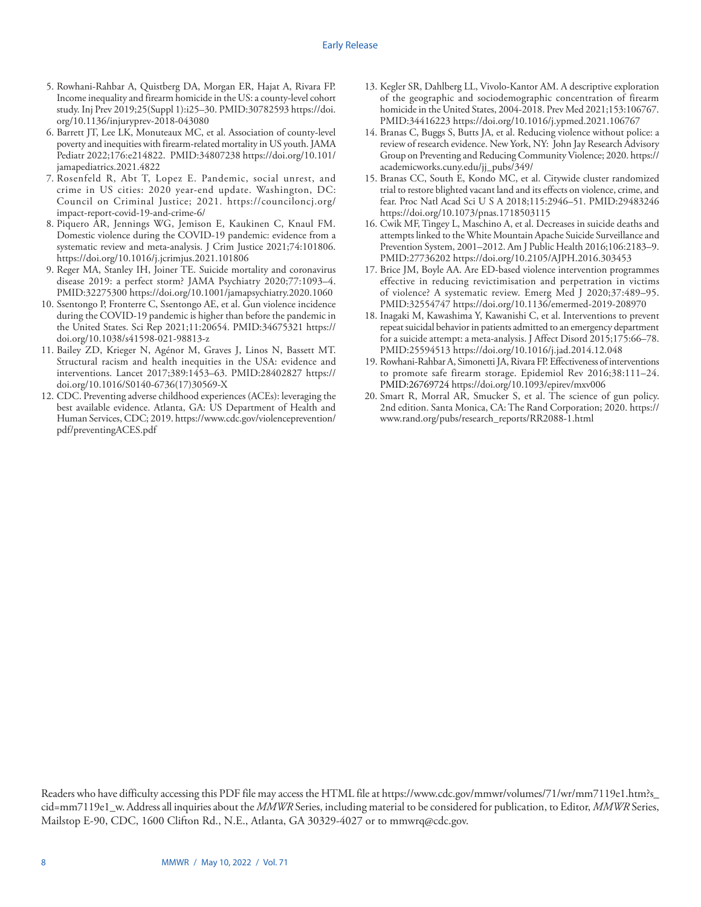5. Rowhani-Rahbar A, Quistberg DA, Morgan ER, Hajat A, Rivara FP. Income inequality and firearm homicide in the US: a county-level cohort study. Inj Prev 2019;25(Suppl 1):i25–30. PMID:30782593 https://doi.org/10.1136/injuryprev-2018-043080
6. Barrett JT, Lee LK, Monuteaux MC, et al. Association of county-level poverty and inequities with firearm-related mortality in US youth. JAMA Pediatr 2022;176:e214822. PMID:34807238 https://doi.org/10.101/jamapediatrics.2021.4822
7. Rosenfeld R, Abt T, Lopez E. Pandemic, social unrest, and crime in US cities: 2020 year-end update. Washington, DC: Council on Criminal Justice; 2021. https://counciloncj.org/impact-report-covid-19-and-crime-6/
8. Piquero AR, Jennings WG, Jemison E, Kaukinen C, Knaul FM. Domestic violence during the COVID-19 pandemic: evidence from a systematic review and meta-analysis. J Crim Justice 2021;74:101806. https://doi.org/10.1016/j.jcrimjus.2021.101806
9. Reger MA, Stanley IH, Joiner TE. Suicide mortality and coronavirus disease 2019: a perfect storm? JAMA Psychiatry 2020;77:1093–4. PMID:32275300 https://doi.org/10.1001/jamapsychiatry.2020.1060
10. Ssentongo P, Fronterre C, Ssentongo AE, et al. Gun violence incidence during the COVID-19 pandemic is higher than before the pandemic in the United States. Sci Rep 2021;11:20654. PMID:34675321 https://doi.org/10.1038/s41598-021-98813-z
11. Bailey ZD, Krieger N, Agénor M, Graves J, Linos N, Bassett MT. Structural racism and health inequities in the USA: evidence and interventions. Lancet 2017;389:1453–63. PMID:28402827 https://doi.org/10.1016/S0140-6736(17)30569-X
12. CDC. Preventing adverse childhood experiences (ACEs): leveraging the best available evidence. Atlanta, GA: US Department of Health and Human Services, CDC; 2019. https://www.cdc.gov/violenceprevention/pdf/preventingACES.pdf
13. Kegler SR, Dahlberg LL, Vivolo-Kantor AM. A descriptive exploration of the geographic and sociodemographic concentration of firearm homicide in the United States, 2004-2018. Prev Med 2021;153:106767. PMID:34416223 https://doi.org/10.1016/j.ypmed.2021.106767
14. Branas C, Buggs S, Butts JA, et al. Reducing violence without police: a review of research evidence. New York, NY: John Jay Research Advisory Group on Preventing and Reducing Community Violence; 2020. https://academicworks.cuny.edu/jj_pubs/349/
15. Branas CC, South E, Kondo MC, et al. Citywide cluster randomized trial to restore blighted vacant land and its effects on violence, crime, and fear. Proc Natl Acad Sci U S A 2018;115:2946–51. PMID:29483246 https://doi.org/10.1073/pnas.1718503115
16. Cwik MF, Tingey L, Maschino A, et al. Decreases in suicide deaths and attempts linked to the White Mountain Apache Suicide Surveillance and Prevention System, 2001–2012. Am J Public Health 2016;106:2183–9. PMID:27736202 https://doi.org/10.2105/AJPH.2016.303453
17. Brice JM, Boyle AA. Are ED-based violence intervention programmes effective in reducing revictimisation and perpetration in victims of violence? A systematic review. Emerg Med J 2020;37:489–95. PMID:32554747 https://doi.org/10.1136/emermed-2019-208970
18. Inagaki M, Kawashima Y, Kawanishi C, et al. Interventions to prevent repeat suicidal behavior in patients admitted to an emergency department for a suicide attempt: a meta-analysis. J Affect Disord 2015;175:66–78. PMID:25594513 https://doi.org/10.1016/j.jad.2014.12.048
19. Rowhani-Rahbar A, Simonetti JA, Rivara FP. Effectiveness of interventions to promote safe firearm storage. Epidemiol Rev 2016;38:111–24. PMID:26769724 https://doi.org/10.1093/epirev/mxv006
20. Smart R, Morral AR, Smucker S, et al. The science of gun policy. 2nd edition. Santa Monica, CA: The Rand Corporation; 2020. https://www.rand.org/pubs/research_reports/RR2088-1.html

Readers who have difficulty accessing this PDF file may access the HTML file at https://www.cdc.gov/mmwr/volumes/71/wr/mm7119e1.htm?s_cid=mm7119e1_w. Address all inquiries about the *MMWR* Series, including material to be considered for publication, to Editor, *MMWR* Series, Mailstop E-90, CDC, 1600 Clifton Rd., N.E., Atlanta, GA 30329-4027 or to mmwrq@cdc.gov.